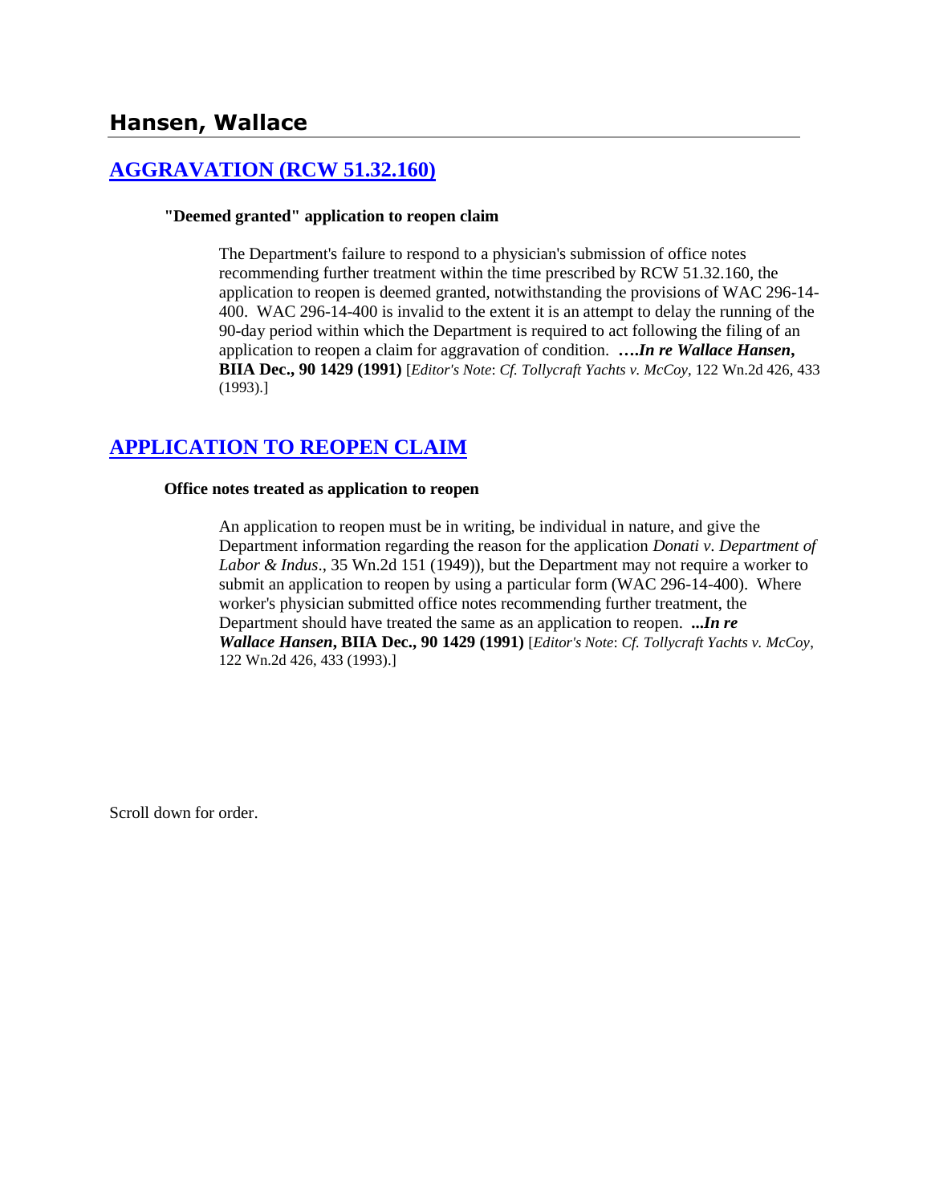## Hansen, Wallace

## [AGGRAVATION (RCW 51.32.160)]

**"Deemed granted" application to reopen claim**

> The Department's failure to respond to a physician's submission of office notes recommending further treatment within the time prescribed by RCW 51.32.160, the application to reopen is deemed granted, notwithstanding the provisions of WAC 296-14-400. WAC 296-14-400 is invalid to the extent it is an attempt to delay the running of the 90-day period within which the Department is required to act following the filing of an application to reopen a claim for aggravation of condition. ***….In re Wallace Hansen*, BIIA Dec., 90 1429 (1991)** [*Editor's Note*: *Cf. Tollycraft Yachts v. McCoy*, 122 Wn.2d 426, 433 (1993).]

## [APPLICATION TO REOPEN CLAIM]

**Office notes treated as application to reopen**

> An application to reopen must be in writing, be individual in nature, and give the Department information regarding the reason for the application *Donati v. Department of Labor & Indus*., 35 Wn.2d 151 (1949)), but the Department may not require a worker to submit an application to reopen by using a particular form (WAC 296-14-400). Where worker's physician submitted office notes recommending further treatment, the Department should have treated the same as an application to reopen. ***...In re Wallace Hansen*, BIIA Dec., 90 1429 (1991)** [*Editor's Note*: *Cf. Tollycraft Yachts v. McCoy*, 122 Wn.2d 426, 433 (1993).]

Scroll down for order.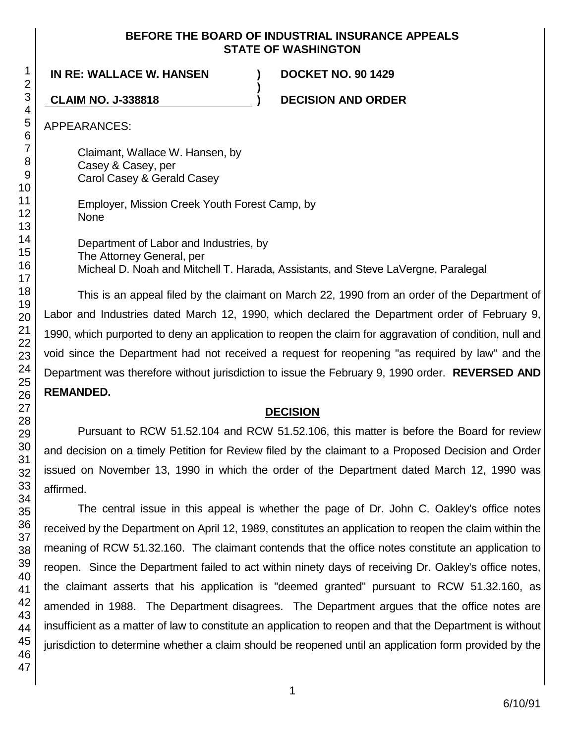**BEFORE THE BOARD OF INDUSTRIAL INSURANCE APPEALS**
**STATE OF WASHINGTON**

| **IN RE: WALLACE W. HANSEN** | **)** | **DOCKET NO. 90 1429** |
|---|---|---|
| | **)** | |
| **CLAIM NO. J-338818** | **)** | **DECISION AND ORDER** |

APPEARANCES:

Claimant, Wallace W. Hansen, by
Casey & Casey, per
Carol Casey & Gerald Casey

Employer, Mission Creek Youth Forest Camp, by
None

Department of Labor and Industries, by
The Attorney General, per
Micheal D. Noah and Mitchell T. Harada, Assistants, and Steve LaVergne, Paralegal

This is an appeal filed by the claimant on March 22, 1990 from an order of the Department of Labor and Industries dated March 12, 1990, which declared the Department order of February 9, 1990, which purported to deny an application to reopen the claim for aggravation of condition, null and void since the Department had not received a request for reopening "as required by law" and the Department was therefore without jurisdiction to issue the February 9, 1990 order. **REVERSED AND REMANDED.**

## DECISION

Pursuant to RCW 51.52.104 and RCW 51.52.106, this matter is before the Board for review and decision on a timely Petition for Review filed by the claimant to a Proposed Decision and Order issued on November 13, 1990 in which the order of the Department dated March 12, 1990 was affirmed.

The central issue in this appeal is whether the page of Dr. John C. Oakley's office notes received by the Department on April 12, 1989, constitutes an application to reopen the claim within the meaning of RCW 51.32.160. The claimant contends that the office notes constitute an application to reopen. Since the Department failed to act within ninety days of receiving Dr. Oakley's office notes, the claimant asserts that his application is "deemed granted" pursuant to RCW 51.32.160, as amended in 1988. The Department disagrees. The Department argues that the office notes are insufficient as a matter of law to constitute an application to reopen and that the Department is without jurisdiction to determine whether a claim should be reopened until an application form provided by the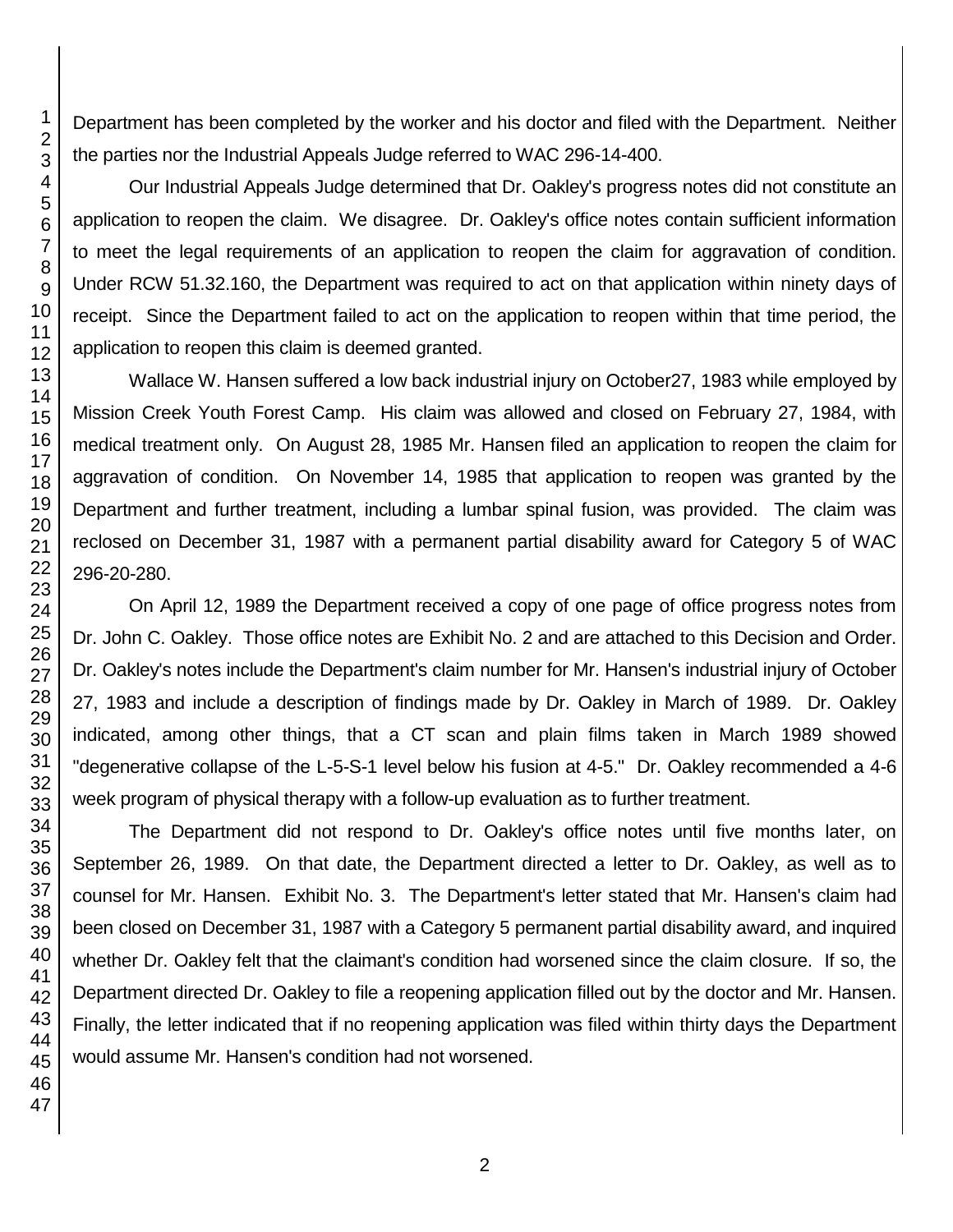Department has been completed by the worker and his doctor and filed with the Department. Neither the parties nor the Industrial Appeals Judge referred to WAC 296-14-400.

Our Industrial Appeals Judge determined that Dr. Oakley's progress notes did not constitute an application to reopen the claim. We disagree. Dr. Oakley's office notes contain sufficient information to meet the legal requirements of an application to reopen the claim for aggravation of condition. Under RCW 51.32.160, the Department was required to act on that application within ninety days of receipt. Since the Department failed to act on the application to reopen within that time period, the application to reopen this claim is deemed granted.

Wallace W. Hansen suffered a low back industrial injury on October27, 1983 while employed by Mission Creek Youth Forest Camp. His claim was allowed and closed on February 27, 1984, with medical treatment only. On August 28, 1985 Mr. Hansen filed an application to reopen the claim for aggravation of condition. On November 14, 1985 that application to reopen was granted by the Department and further treatment, including a lumbar spinal fusion, was provided. The claim was reclosed on December 31, 1987 with a permanent partial disability award for Category 5 of WAC 296-20-280.

On April 12, 1989 the Department received a copy of one page of office progress notes from Dr. John C. Oakley. Those office notes are Exhibit No. 2 and are attached to this Decision and Order. Dr. Oakley's notes include the Department's claim number for Mr. Hansen's industrial injury of October 27, 1983 and include a description of findings made by Dr. Oakley in March of 1989. Dr. Oakley indicated, among other things, that a CT scan and plain films taken in March 1989 showed "degenerative collapse of the L-5-S-1 level below his fusion at 4-5." Dr. Oakley recommended a 4-6 week program of physical therapy with a follow-up evaluation as to further treatment.

The Department did not respond to Dr. Oakley's office notes until five months later, on September 26, 1989. On that date, the Department directed a letter to Dr. Oakley, as well as to counsel for Mr. Hansen. Exhibit No. 3. The Department's letter stated that Mr. Hansen's claim had been closed on December 31, 1987 with a Category 5 permanent partial disability award, and inquired whether Dr. Oakley felt that the claimant's condition had worsened since the claim closure. If so, the Department directed Dr. Oakley to file a reopening application filled out by the doctor and Mr. Hansen. Finally, the letter indicated that if no reopening application was filed within thirty days the Department would assume Mr. Hansen's condition had not worsened.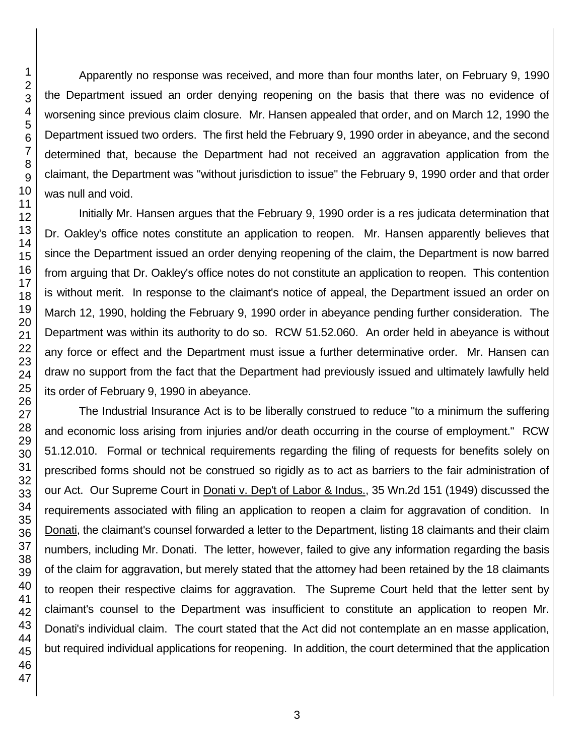Apparently no response was received, and more than four months later, on February 9, 1990 the Department issued an order denying reopening on the basis that there was no evidence of worsening since previous claim closure. Mr. Hansen appealed that order, and on March 12, 1990 the Department issued two orders. The first held the February 9, 1990 order in abeyance, and the second determined that, because the Department had not received an aggravation application from the claimant, the Department was "without jurisdiction to issue" the February 9, 1990 order and that order was null and void.

Initially Mr. Hansen argues that the February 9, 1990 order is a res judicata determination that Dr. Oakley's office notes constitute an application to reopen. Mr. Hansen apparently believes that since the Department issued an order denying reopening of the claim, the Department is now barred from arguing that Dr. Oakley's office notes do not constitute an application to reopen. This contention is without merit. In response to the claimant's notice of appeal, the Department issued an order on March 12, 1990, holding the February 9, 1990 order in abeyance pending further consideration. The Department was within its authority to do so. RCW 51.52.060. An order held in abeyance is without any force or effect and the Department must issue a further determinative order. Mr. Hansen can draw no support from the fact that the Department had previously issued and ultimately lawfully held its order of February 9, 1990 in abeyance.

The Industrial Insurance Act is to be liberally construed to reduce "to a minimum the suffering and economic loss arising from injuries and/or death occurring in the course of employment." RCW 51.12.010. Formal or technical requirements regarding the filing of requests for benefits solely on prescribed forms should not be construed so rigidly as to act as barriers to the fair administration of our Act. Our Supreme Court in Donati v. Dep't of Labor & Indus., 35 Wn.2d 151 (1949) discussed the requirements associated with filing an application to reopen a claim for aggravation of condition. In Donati, the claimant's counsel forwarded a letter to the Department, listing 18 claimants and their claim numbers, including Mr. Donati. The letter, however, failed to give any information regarding the basis of the claim for aggravation, but merely stated that the attorney had been retained by the 18 claimants to reopen their respective claims for aggravation. The Supreme Court held that the letter sent by claimant's counsel to the Department was insufficient to constitute an application to reopen Mr. Donati's individual claim. The court stated that the Act did not contemplate an en masse application, but required individual applications for reopening. In addition, the court determined that the application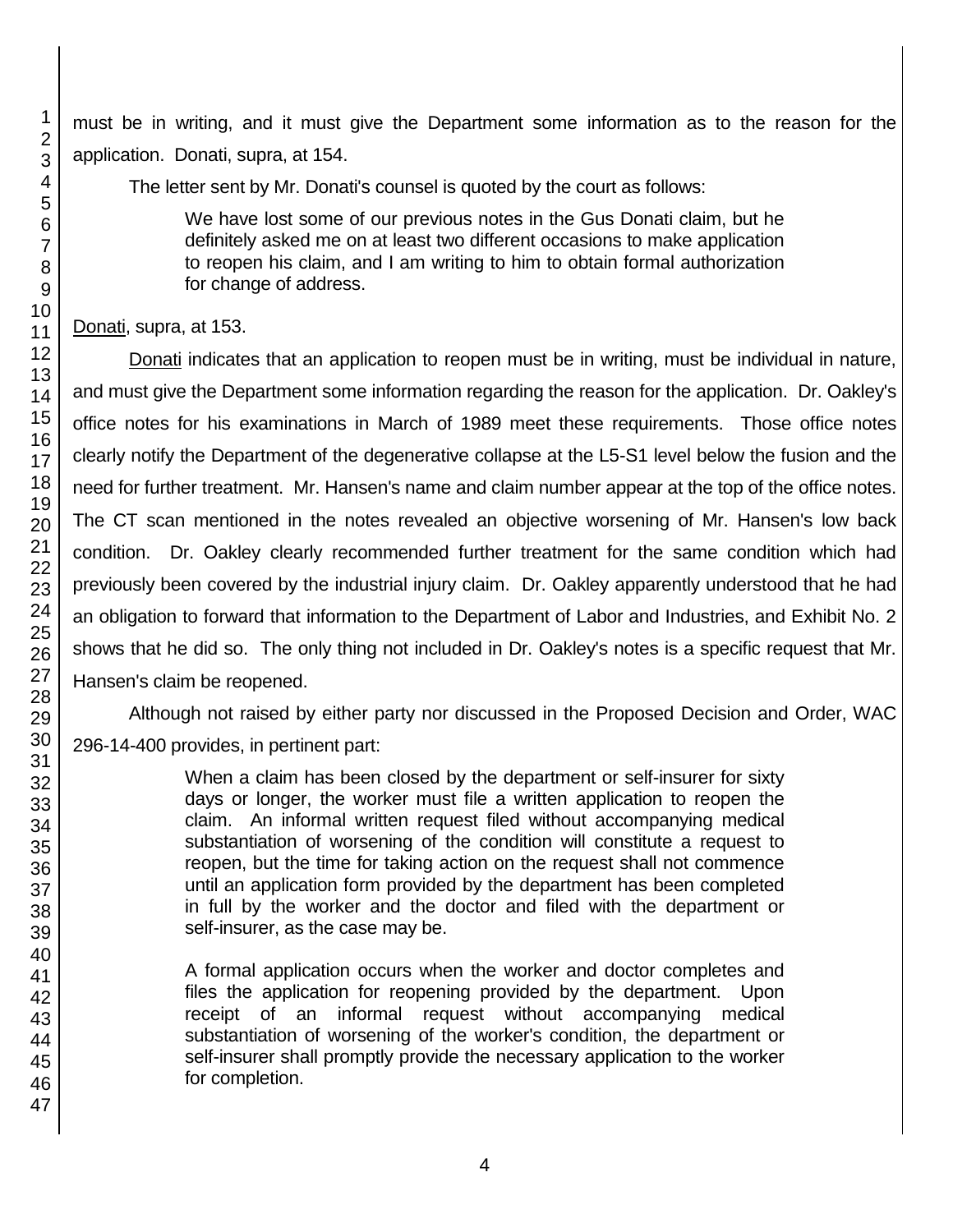must be in writing, and it must give the Department some information as to the reason for the application. Donati, supra, at 154.

The letter sent by Mr. Donati's counsel is quoted by the court as follows:

> We have lost some of our previous notes in the Gus Donati claim, but he definitely asked me on at least two different occasions to make application to reopen his claim, and I am writing to him to obtain formal authorization for change of address.

Donati, supra, at 153.

Donati indicates that an application to reopen must be in writing, must be individual in nature, and must give the Department some information regarding the reason for the application. Dr. Oakley's office notes for his examinations in March of 1989 meet these requirements. Those office notes clearly notify the Department of the degenerative collapse at the L5-S1 level below the fusion and the need for further treatment. Mr. Hansen's name and claim number appear at the top of the office notes. The CT scan mentioned in the notes revealed an objective worsening of Mr. Hansen's low back condition. Dr. Oakley clearly recommended further treatment for the same condition which had previously been covered by the industrial injury claim. Dr. Oakley apparently understood that he had an obligation to forward that information to the Department of Labor and Industries, and Exhibit No. 2 shows that he did so. The only thing not included in Dr. Oakley's notes is a specific request that Mr. Hansen's claim be reopened.

Although not raised by either party nor discussed in the Proposed Decision and Order, WAC 296-14-400 provides, in pertinent part:

> When a claim has been closed by the department or self-insurer for sixty days or longer, the worker must file a written application to reopen the claim. An informal written request filed without accompanying medical substantiation of worsening of the condition will constitute a request to reopen, but the time for taking action on the request shall not commence until an application form provided by the department has been completed in full by the worker and the doctor and filed with the department or self-insurer, as the case may be.
>
> A formal application occurs when the worker and doctor completes and files the application for reopening provided by the department. Upon receipt of an informal request without accompanying medical substantiation of worsening of the worker's condition, the department or self-insurer shall promptly provide the necessary application to the worker for completion.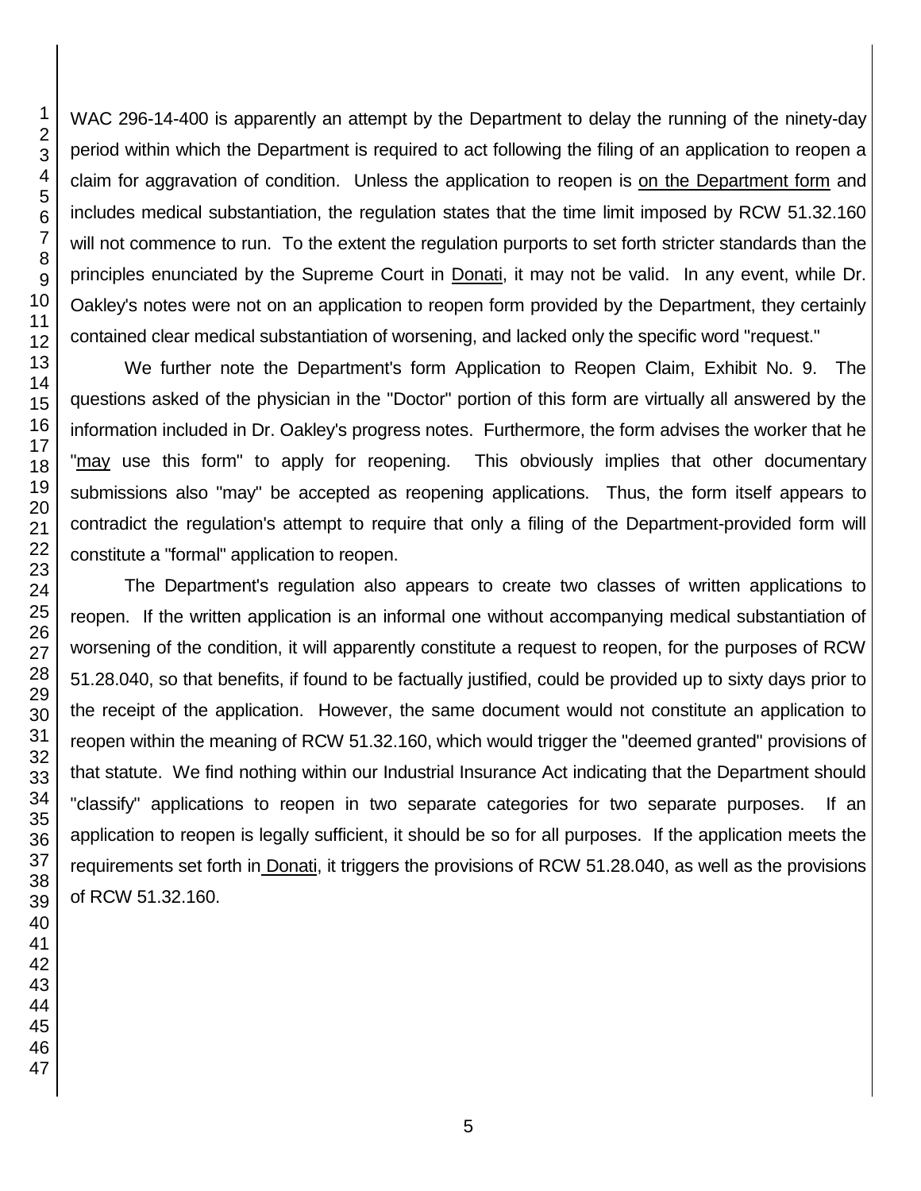WAC 296-14-400 is apparently an attempt by the Department to delay the running of the ninety-day period within which the Department is required to act following the filing of an application to reopen a claim for aggravation of condition. Unless the application to reopen is on the Department form and includes medical substantiation, the regulation states that the time limit imposed by RCW 51.32.160 will not commence to run. To the extent the regulation purports to set forth stricter standards than the principles enunciated by the Supreme Court in Donati, it may not be valid. In any event, while Dr. Oakley's notes were not on an application to reopen form provided by the Department, they certainly contained clear medical substantiation of worsening, and lacked only the specific word "request."

We further note the Department's form Application to Reopen Claim, Exhibit No. 9. The questions asked of the physician in the "Doctor" portion of this form are virtually all answered by the information included in Dr. Oakley's progress notes. Furthermore, the form advises the worker that he "may use this form" to apply for reopening. This obviously implies that other documentary submissions also "may" be accepted as reopening applications. Thus, the form itself appears to contradict the regulation's attempt to require that only a filing of the Department-provided form will constitute a "formal" application to reopen.

The Department's regulation also appears to create two classes of written applications to reopen. If the written application is an informal one without accompanying medical substantiation of worsening of the condition, it will apparently constitute a request to reopen, for the purposes of RCW 51.28.040, so that benefits, if found to be factually justified, could be provided up to sixty days prior to the receipt of the application. However, the same document would not constitute an application to reopen within the meaning of RCW 51.32.160, which would trigger the "deemed granted" provisions of that statute. We find nothing within our Industrial Insurance Act indicating that the Department should "classify" applications to reopen in two separate categories for two separate purposes. If an application to reopen is legally sufficient, it should be so for all purposes. If the application meets the requirements set forth in Donati, it triggers the provisions of RCW 51.28.040, as well as the provisions of RCW 51.32.160.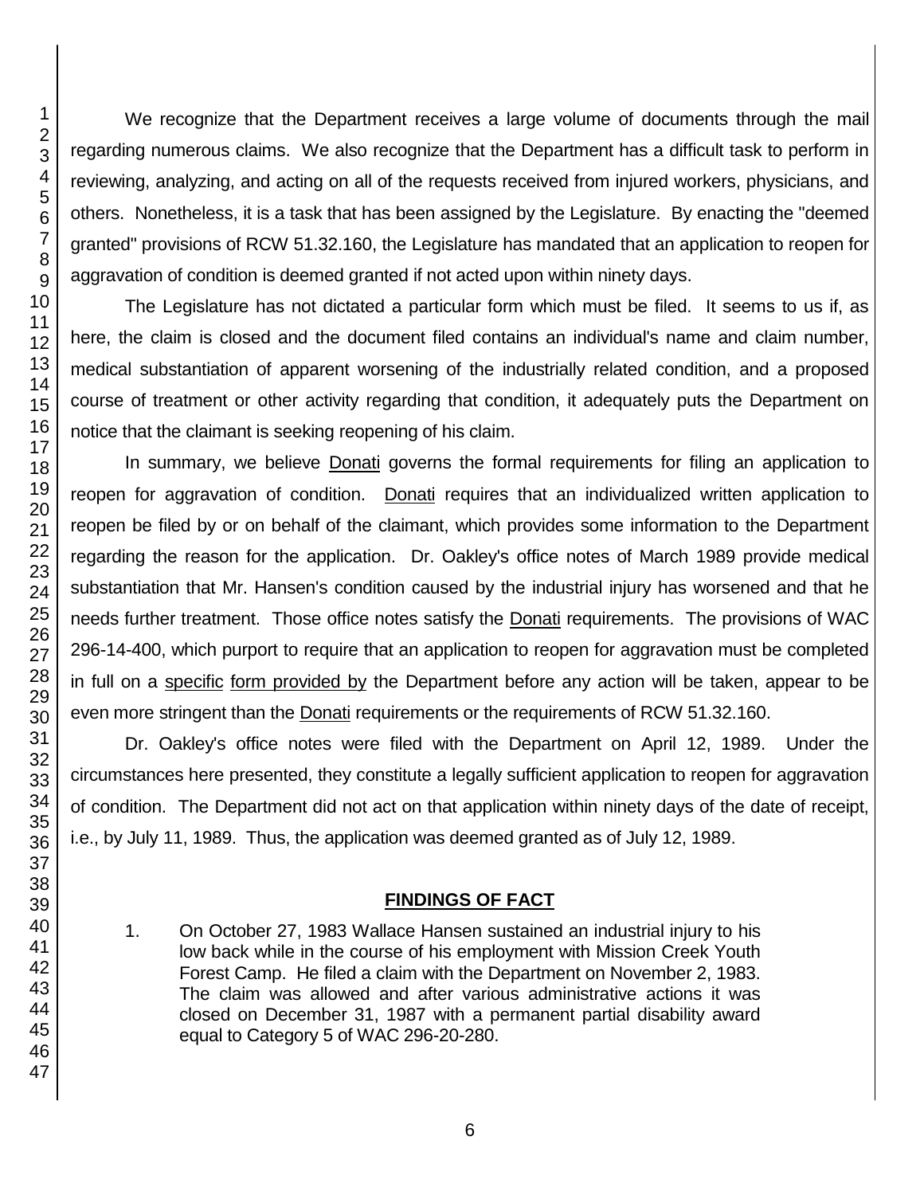We recognize that the Department receives a large volume of documents through the mail regarding numerous claims. We also recognize that the Department has a difficult task to perform in reviewing, analyzing, and acting on all of the requests received from injured workers, physicians, and others. Nonetheless, it is a task that has been assigned by the Legislature. By enacting the "deemed granted" provisions of RCW 51.32.160, the Legislature has mandated that an application to reopen for aggravation of condition is deemed granted if not acted upon within ninety days.

The Legislature has not dictated a particular form which must be filed. It seems to us if, as here, the claim is closed and the document filed contains an individual's name and claim number, medical substantiation of apparent worsening of the industrially related condition, and a proposed course of treatment or other activity regarding that condition, it adequately puts the Department on notice that the claimant is seeking reopening of his claim.

In summary, we believe Donati governs the formal requirements for filing an application to reopen for aggravation of condition. Donati requires that an individualized written application to reopen be filed by or on behalf of the claimant, which provides some information to the Department regarding the reason for the application. Dr. Oakley's office notes of March 1989 provide medical substantiation that Mr. Hansen's condition caused by the industrial injury has worsened and that he needs further treatment. Those office notes satisfy the Donati requirements. The provisions of WAC 296-14-400, which purport to require that an application to reopen for aggravation must be completed in full on a specific form provided by the Department before any action will be taken, appear to be even more stringent than the Donati requirements or the requirements of RCW 51.32.160.

Dr. Oakley's office notes were filed with the Department on April 12, 1989. Under the circumstances here presented, they constitute a legally sufficient application to reopen for aggravation of condition. The Department did not act on that application within ninety days of the date of receipt, i.e., by July 11, 1989. Thus, the application was deemed granted as of July 12, 1989.

## FINDINGS OF FACT

1. On October 27, 1983 Wallace Hansen sustained an industrial injury to his low back while in the course of his employment with Mission Creek Youth Forest Camp. He filed a claim with the Department on November 2, 1983. The claim was allowed and after various administrative actions it was closed on December 31, 1987 with a permanent partial disability award equal to Category 5 of WAC 296-20-280.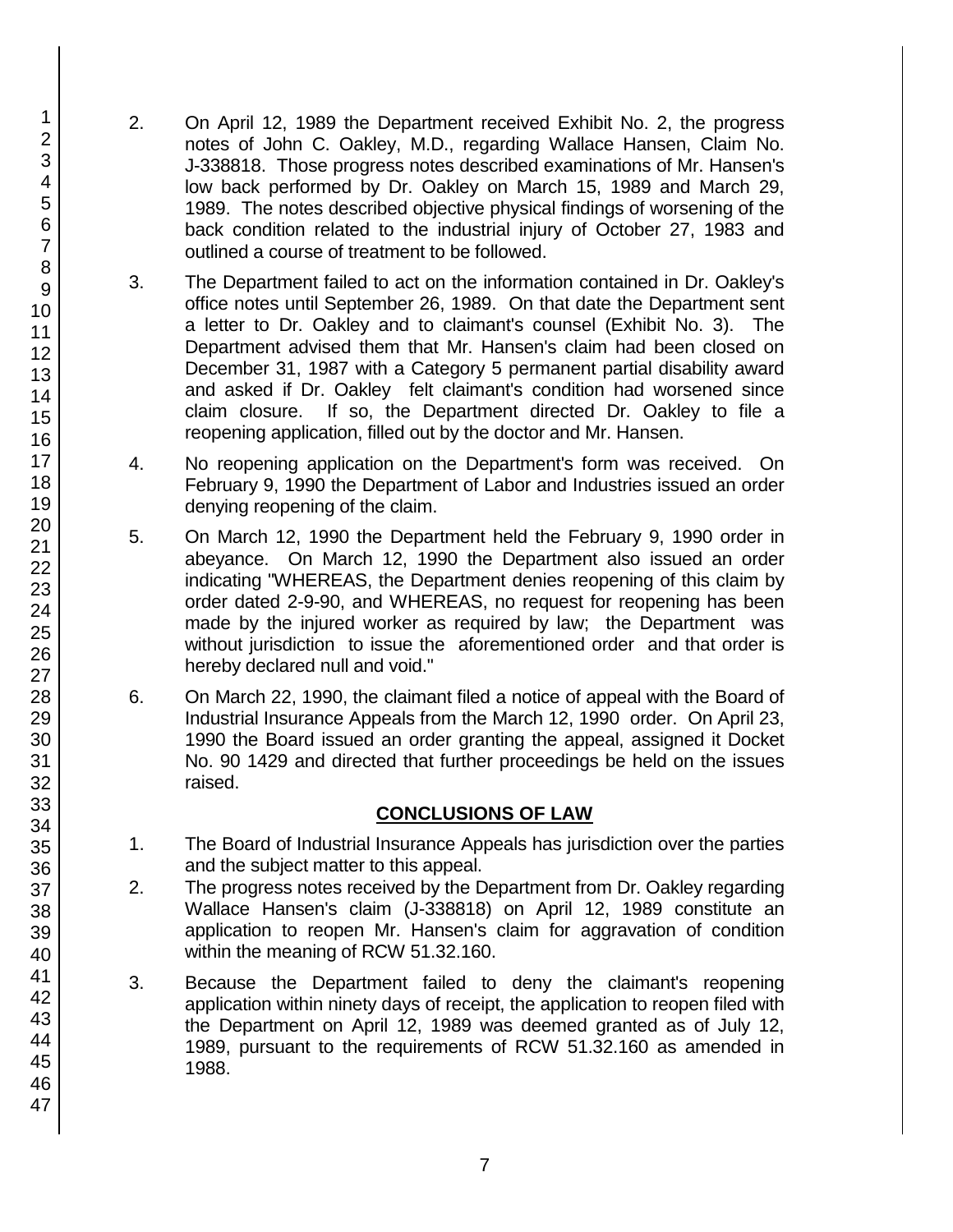2. On April 12, 1989 the Department received Exhibit No. 2, the progress notes of John C. Oakley, M.D., regarding Wallace Hansen, Claim No. J-338818. Those progress notes described examinations of Mr. Hansen's low back performed by Dr. Oakley on March 15, 1989 and March 29, 1989. The notes described objective physical findings of worsening of the back condition related to the industrial injury of October 27, 1983 and outlined a course of treatment to be followed.

3. The Department failed to act on the information contained in Dr. Oakley's office notes until September 26, 1989. On that date the Department sent a letter to Dr. Oakley and to claimant's counsel (Exhibit No. 3). The Department advised them that Mr. Hansen's claim had been closed on December 31, 1987 with a Category 5 permanent partial disability award and asked if Dr. Oakley felt claimant's condition had worsened since claim closure. If so, the Department directed Dr. Oakley to file a reopening application, filled out by the doctor and Mr. Hansen.

4. No reopening application on the Department's form was received. On February 9, 1990 the Department of Labor and Industries issued an order denying reopening of the claim.

5. On March 12, 1990 the Department held the February 9, 1990 order in abeyance. On March 12, 1990 the Department also issued an order indicating "WHEREAS, the Department denies reopening of this claim by order dated 2-9-90, and WHEREAS, no request for reopening has been made by the injured worker as required by law; the Department was without jurisdiction to issue the aforementioned order and that order is hereby declared null and void."

6. On March 22, 1990, the claimant filed a notice of appeal with the Board of Industrial Insurance Appeals from the March 12, 1990 order. On April 23, 1990 the Board issued an order granting the appeal, assigned it Docket No. 90 1429 and directed that further proceedings be held on the issues raised.

## CONCLUSIONS OF LAW

1. The Board of Industrial Insurance Appeals has jurisdiction over the parties and the subject matter to this appeal.

2. The progress notes received by the Department from Dr. Oakley regarding Wallace Hansen's claim (J-338818) on April 12, 1989 constitute an application to reopen Mr. Hansen's claim for aggravation of condition within the meaning of RCW 51.32.160.

3. Because the Department failed to deny the claimant's reopening application within ninety days of receipt, the application to reopen filed with the Department on April 12, 1989 was deemed granted as of July 12, 1989, pursuant to the requirements of RCW 51.32.160 as amended in 1988.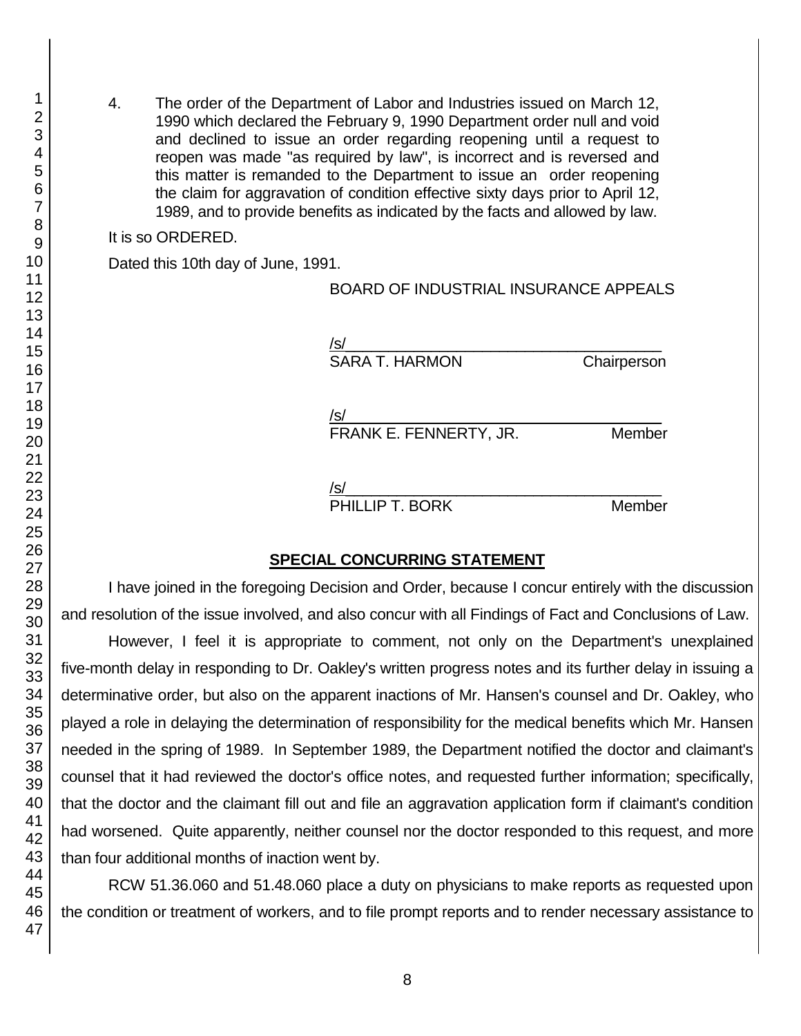4. The order of the Department of Labor and Industries issued on March 12, 1990 which declared the February 9, 1990 Department order null and void and declined to issue an order regarding reopening until a request to reopen was made "as required by law", is incorrect and is reversed and this matter is remanded to the Department to issue an order reopening the claim for aggravation of condition effective sixty days prior to April 12, 1989, and to provide benefits as indicated by the facts and allowed by law.

It is so ORDERED.

Dated this 10th day of June, 1991.

BOARD OF INDUSTRIAL INSURANCE APPEALS

/s/
SARA T. HARMON Chairperson

/s/
FRANK E. FENNERTY, JR. Member

/s/
PHILLIP T. BORK Member

## SPECIAL CONCURRING STATEMENT

I have joined in the foregoing Decision and Order, because I concur entirely with the discussion and resolution of the issue involved, and also concur with all Findings of Fact and Conclusions of Law.

However, I feel it is appropriate to comment, not only on the Department's unexplained five-month delay in responding to Dr. Oakley's written progress notes and its further delay in issuing a determinative order, but also on the apparent inactions of Mr. Hansen's counsel and Dr. Oakley, who played a role in delaying the determination of responsibility for the medical benefits which Mr. Hansen needed in the spring of 1989. In September 1989, the Department notified the doctor and claimant's counsel that it had reviewed the doctor's office notes, and requested further information; specifically, that the doctor and the claimant fill out and file an aggravation application form if claimant's condition had worsened. Quite apparently, neither counsel nor the doctor responded to this request, and more than four additional months of inaction went by.

RCW 51.36.060 and 51.48.060 place a duty on physicians to make reports as requested upon the condition or treatment of workers, and to file prompt reports and to render necessary assistance to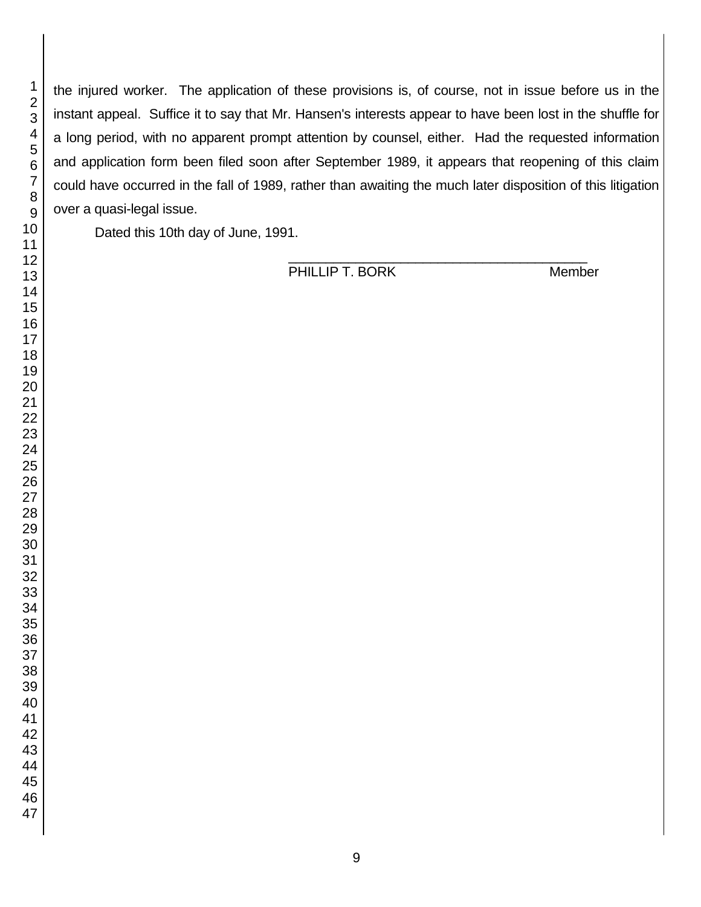the injured worker. The application of these provisions is, of course, not in issue before us in the instant appeal. Suffice it to say that Mr. Hansen's interests appear to have been lost in the shuffle for a long period, with no apparent prompt attention by counsel, either. Had the requested information and application form been filed soon after September 1989, it appears that reopening of this claim could have occurred in the fall of 1989, rather than awaiting the much later disposition of this litigation over a quasi-legal issue.

Dated this 10th day of June, 1991.

\_\_\_\_\_\_\_\_\_\_\_\_\_\_\_\_\_\_\_\_\_\_\_\_\_\_\_\_\_\_\_\_\_\_\_\_\_\_\_\_\_\_

PHILLIP T. BORK Member